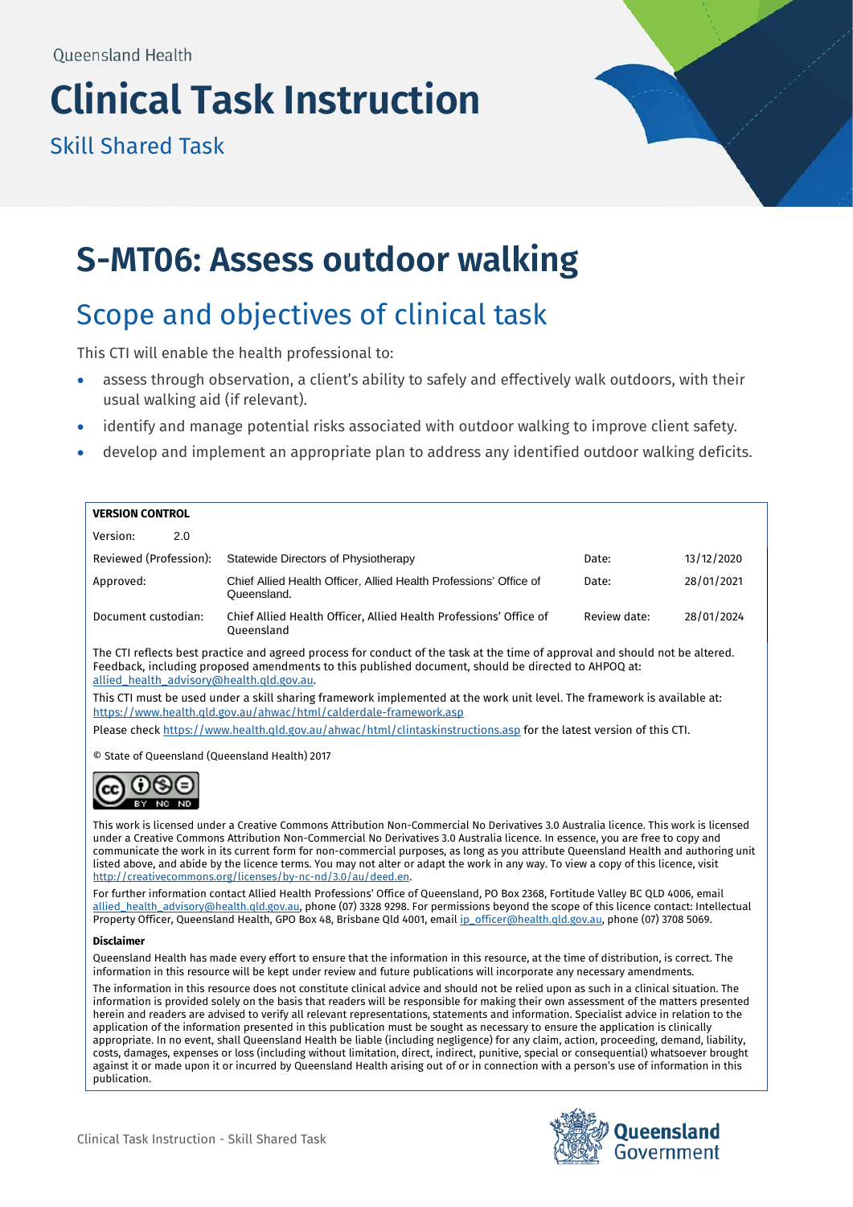Queensland Health

# Clinical Task Instruction

Skill Shared Task

# S-MT06: Assess outdoor walking

## Scope and objectives of clinical task

This CTI will enable the health professional to:

- assess through observation, a client's ability to safely and effectively walk outdoors, with their usual walking aid (if relevant).
- identify and manage potential risks associated with outdoor walking to improve client safety.
- develop and implement an appropriate plan to address any identified outdoor walking deficits.

**VERSION CONTROL**

| | | | |
|---|---|---|---|
| Version: 2.0 | | | |
| Reviewed (Profession): | Statewide Directors of Physiotherapy | Date: | 13/12/2020 |
| Approved: | Chief Allied Health Officer, Allied Health Professions' Office of Queensland. | Date: | 28/01/2021 |
| Document custodian: | Chief Allied Health Officer, Allied Health Professions' Office of Queensland | Review date: | 28/01/2024 |

The CTI reflects best practice and agreed process for conduct of the task at the time of approval and should not be altered. Feedback, including proposed amendments to this published document, should be directed to AHPOQ at: allied_health_advisory@health.qld.gov.au.

This CTI must be used under a skill sharing framework implemented at the work unit level. The framework is available at: https://www.health.qld.gov.au/ahwac/html/calderdale-framework.asp

Please check https://www.health.qld.gov.au/ahwac/html/clintaskinstructions.asp for the latest version of this CTI.

© State of Queensland (Queensland Health) 2017

This work is licensed under a Creative Commons Attribution Non-Commercial No Derivatives 3.0 Australia licence. This work is licensed under a Creative Commons Attribution Non-Commercial No Derivatives 3.0 Australia licence. In essence, you are free to copy and communicate the work in its current form for non-commercial purposes, as long as you attribute Queensland Health and authoring unit listed above, and abide by the licence terms. You may not alter or adapt the work in any way. To view a copy of this licence, visit http://creativecommons.org/licenses/by-nc-nd/3.0/au/deed.en.

For further information contact Allied Health Professions' Office of Queensland, PO Box 2368, Fortitude Valley BC QLD 4006, email allied_health_advisory@health.qld.gov.au, phone (07) 3328 9298. For permissions beyond the scope of this licence contact: Intellectual Property Officer, Queensland Health, GPO Box 48, Brisbane Qld 4001, email ip_officer@health.qld.gov.au, phone (07) 3708 5069.

**Disclaimer**

Queensland Health has made every effort to ensure that the information in this resource, at the time of distribution, is correct. The information in this resource will be kept under review and future publications will incorporate any necessary amendments.

The information in this resource does not constitute clinical advice and should not be relied upon as such in a clinical situation. The information is provided solely on the basis that readers will be responsible for making their own assessment of the matters presented herein and readers are advised to verify all relevant representations, statements and information. Specialist advice in relation to the application of the information presented in this publication must be sought as necessary to ensure the application is clinically appropriate. In no event, shall Queensland Health be liable (including negligence) for any claim, action, proceeding, demand, liability, costs, damages, expenses or loss (including without limitation, direct, indirect, punitive, special or consequential) whatsoever brought against it or made upon it or incurred by Queensland Health arising out of or in connection with a person's use of information in this publication.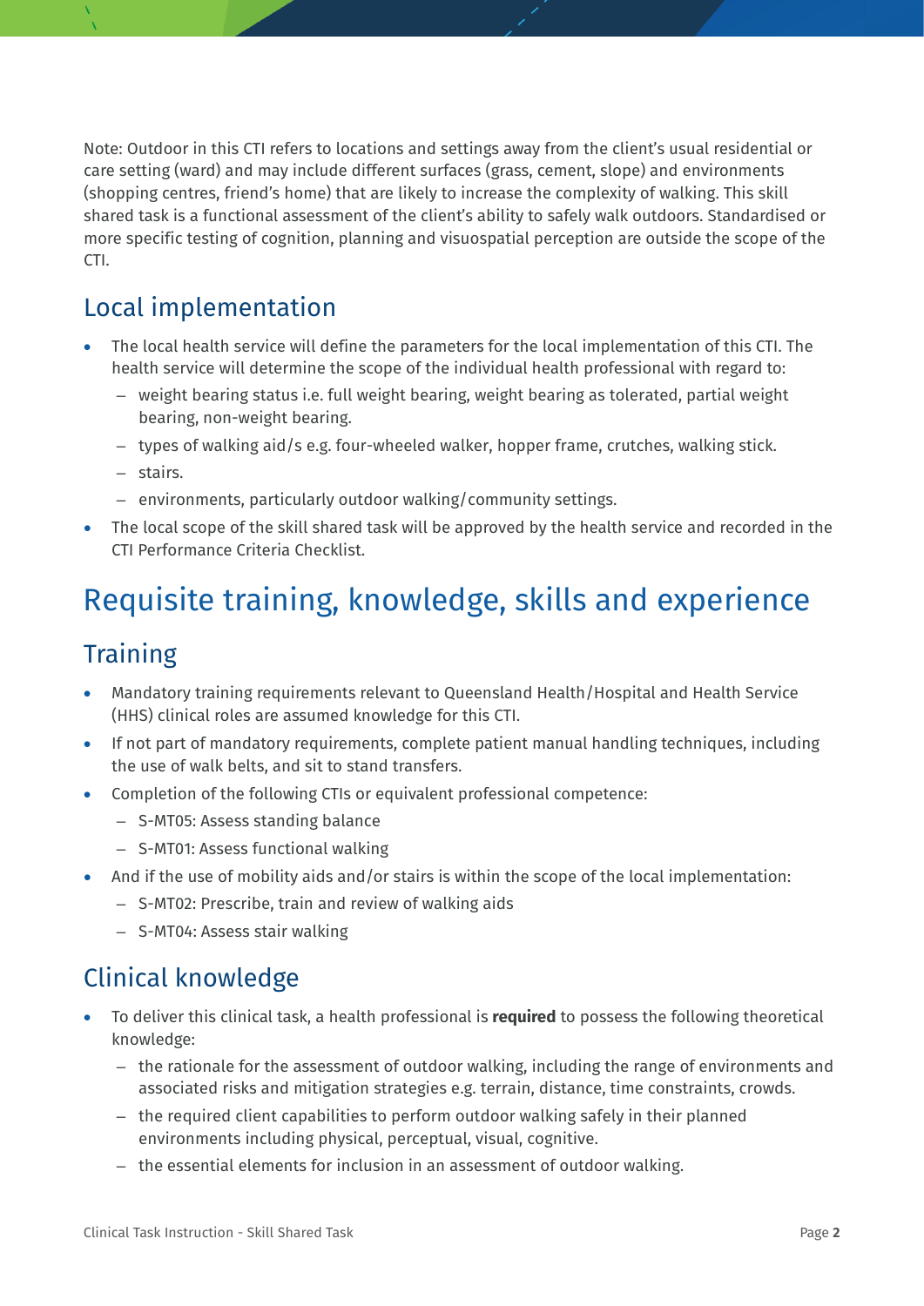Note: Outdoor in this CTI refers to locations and settings away from the client's usual residential or care setting (ward) and may include different surfaces (grass, cement, slope) and environments (shopping centres, friend's home) that are likely to increase the complexity of walking. This skill shared task is a functional assessment of the client's ability to safely walk outdoors. Standardised or more specific testing of cognition, planning and visuospatial perception are outside the scope of the CTI.

## Local implementation

- The local health service will define the parameters for the local implementation of this CTI. The health service will determine the scope of the individual health professional with regard to:
  - weight bearing status i.e. full weight bearing, weight bearing as tolerated, partial weight bearing, non-weight bearing.
  - types of walking aid/s e.g. four-wheeled walker, hopper frame, crutches, walking stick.
  - stairs.
  - environments, particularly outdoor walking/community settings.
- The local scope of the skill shared task will be approved by the health service and recorded in the CTI Performance Criteria Checklist.

# Requisite training, knowledge, skills and experience

## Training

- Mandatory training requirements relevant to Queensland Health/Hospital and Health Service (HHS) clinical roles are assumed knowledge for this CTI.
- If not part of mandatory requirements, complete patient manual handling techniques, including the use of walk belts, and sit to stand transfers.
- Completion of the following CTIs or equivalent professional competence:
  - S-MT05: Assess standing balance
  - S-MT01: Assess functional walking
- And if the use of mobility aids and/or stairs is within the scope of the local implementation:
  - S-MT02: Prescribe, train and review of walking aids
  - S-MT04: Assess stair walking

## Clinical knowledge

- To deliver this clinical task, a health professional is **required** to possess the following theoretical knowledge:
  - the rationale for the assessment of outdoor walking, including the range of environments and associated risks and mitigation strategies e.g. terrain, distance, time constraints, crowds.
  - the required client capabilities to perform outdoor walking safely in their planned environments including physical, perceptual, visual, cognitive.
  - the essential elements for inclusion in an assessment of outdoor walking.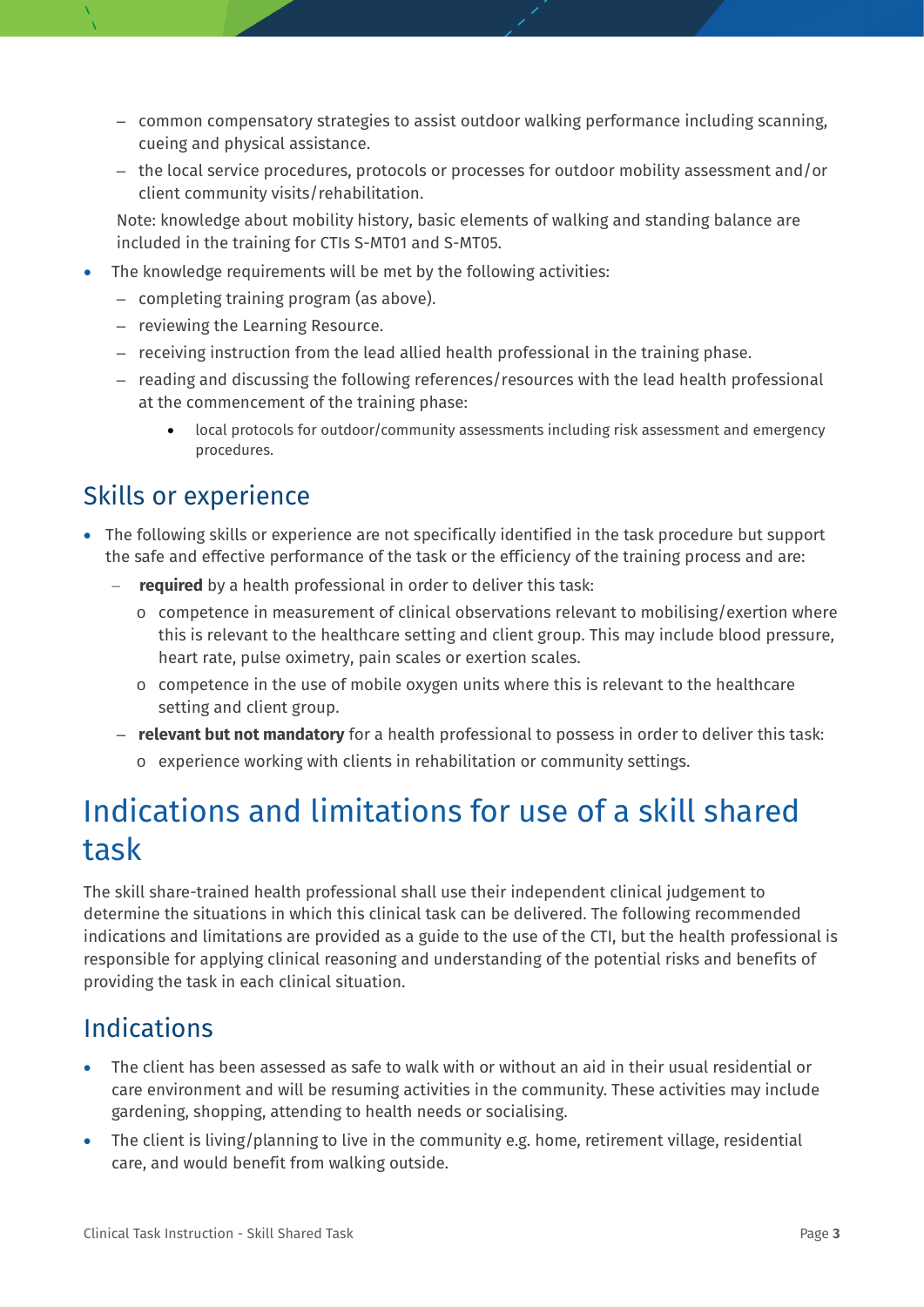- common compensatory strategies to assist outdoor walking performance including scanning, cueing and physical assistance.
  - the local service procedures, protocols or processes for outdoor mobility assessment and/or client community visits/rehabilitation.

  Note: knowledge about mobility history, basic elements of walking and standing balance are included in the training for CTIs S-MT01 and S-MT05.

- The knowledge requirements will be met by the following activities:
  - completing training program (as above).
  - reviewing the Learning Resource.
  - receiving instruction from the lead allied health professional in the training phase.
  - reading and discussing the following references/resources with the lead health professional at the commencement of the training phase:
    - local protocols for outdoor/community assessments including risk assessment and emergency procedures.

## Skills or experience

- The following skills or experience are not specifically identified in the task procedure but support the safe and effective performance of the task or the efficiency of the training process and are:
  - **required** by a health professional in order to deliver this task:
    - competence in measurement of clinical observations relevant to mobilising/exertion where this is relevant to the healthcare setting and client group. This may include blood pressure, heart rate, pulse oximetry, pain scales or exertion scales.
    - competence in the use of mobile oxygen units where this is relevant to the healthcare setting and client group.
  - **relevant but not mandatory** for a health professional to possess in order to deliver this task:
    - experience working with clients in rehabilitation or community settings.

# Indications and limitations for use of a skill shared task

The skill share-trained health professional shall use their independent clinical judgement to determine the situations in which this clinical task can be delivered. The following recommended indications and limitations are provided as a guide to the use of the CTI, but the health professional is responsible for applying clinical reasoning and understanding of the potential risks and benefits of providing the task in each clinical situation.

## Indications

- The client has been assessed as safe to walk with or without an aid in their usual residential or care environment and will be resuming activities in the community. These activities may include gardening, shopping, attending to health needs or socialising.
- The client is living/planning to live in the community e.g. home, retirement village, residential care, and would benefit from walking outside.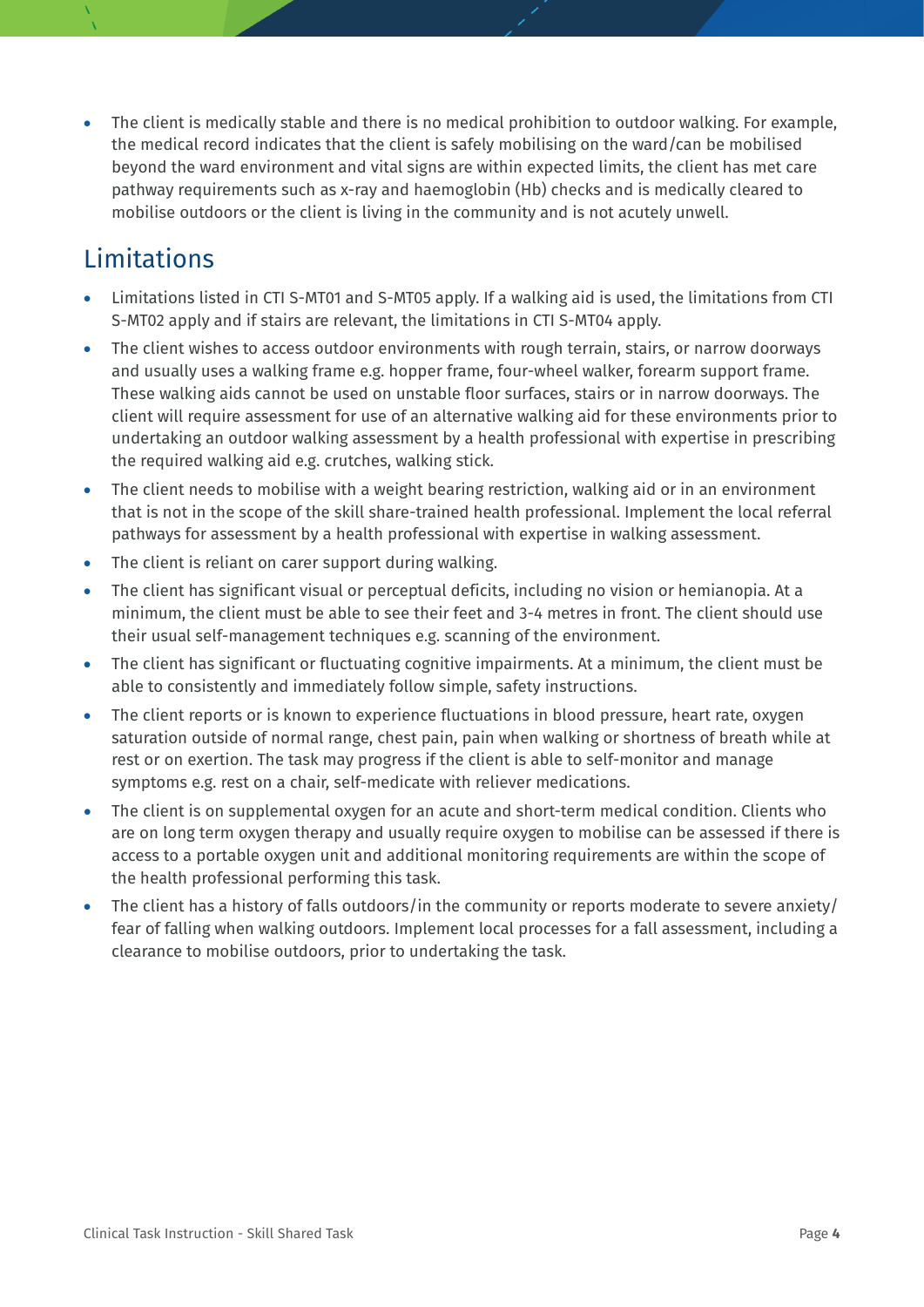- The client is medically stable and there is no medical prohibition to outdoor walking. For example, the medical record indicates that the client is safely mobilising on the ward/can be mobilised beyond the ward environment and vital signs are within expected limits, the client has met care pathway requirements such as x-ray and haemoglobin (Hb) checks and is medically cleared to mobilise outdoors or the client is living in the community and is not acutely unwell.

## Limitations

- Limitations listed in CTI S-MT01 and S-MT05 apply. If a walking aid is used, the limitations from CTI S-MT02 apply and if stairs are relevant, the limitations in CTI S-MT04 apply.
- The client wishes to access outdoor environments with rough terrain, stairs, or narrow doorways and usually uses a walking frame e.g. hopper frame, four-wheel walker, forearm support frame. These walking aids cannot be used on unstable floor surfaces, stairs or in narrow doorways. The client will require assessment for use of an alternative walking aid for these environments prior to undertaking an outdoor walking assessment by a health professional with expertise in prescribing the required walking aid e.g. crutches, walking stick.
- The client needs to mobilise with a weight bearing restriction, walking aid or in an environment that is not in the scope of the skill share-trained health professional. Implement the local referral pathways for assessment by a health professional with expertise in walking assessment.
- The client is reliant on carer support during walking.
- The client has significant visual or perceptual deficits, including no vision or hemianopia. At a minimum, the client must be able to see their feet and 3-4 metres in front. The client should use their usual self-management techniques e.g. scanning of the environment.
- The client has significant or fluctuating cognitive impairments. At a minimum, the client must be able to consistently and immediately follow simple, safety instructions.
- The client reports or is known to experience fluctuations in blood pressure, heart rate, oxygen saturation outside of normal range, chest pain, pain when walking or shortness of breath while at rest or on exertion. The task may progress if the client is able to self-monitor and manage symptoms e.g. rest on a chair, self-medicate with reliever medications.
- The client is on supplemental oxygen for an acute and short-term medical condition. Clients who are on long term oxygen therapy and usually require oxygen to mobilise can be assessed if there is access to a portable oxygen unit and additional monitoring requirements are within the scope of the health professional performing this task.
- The client has a history of falls outdoors/in the community or reports moderate to severe anxiety/fear of falling when walking outdoors. Implement local processes for a fall assessment, including a clearance to mobilise outdoors, prior to undertaking the task.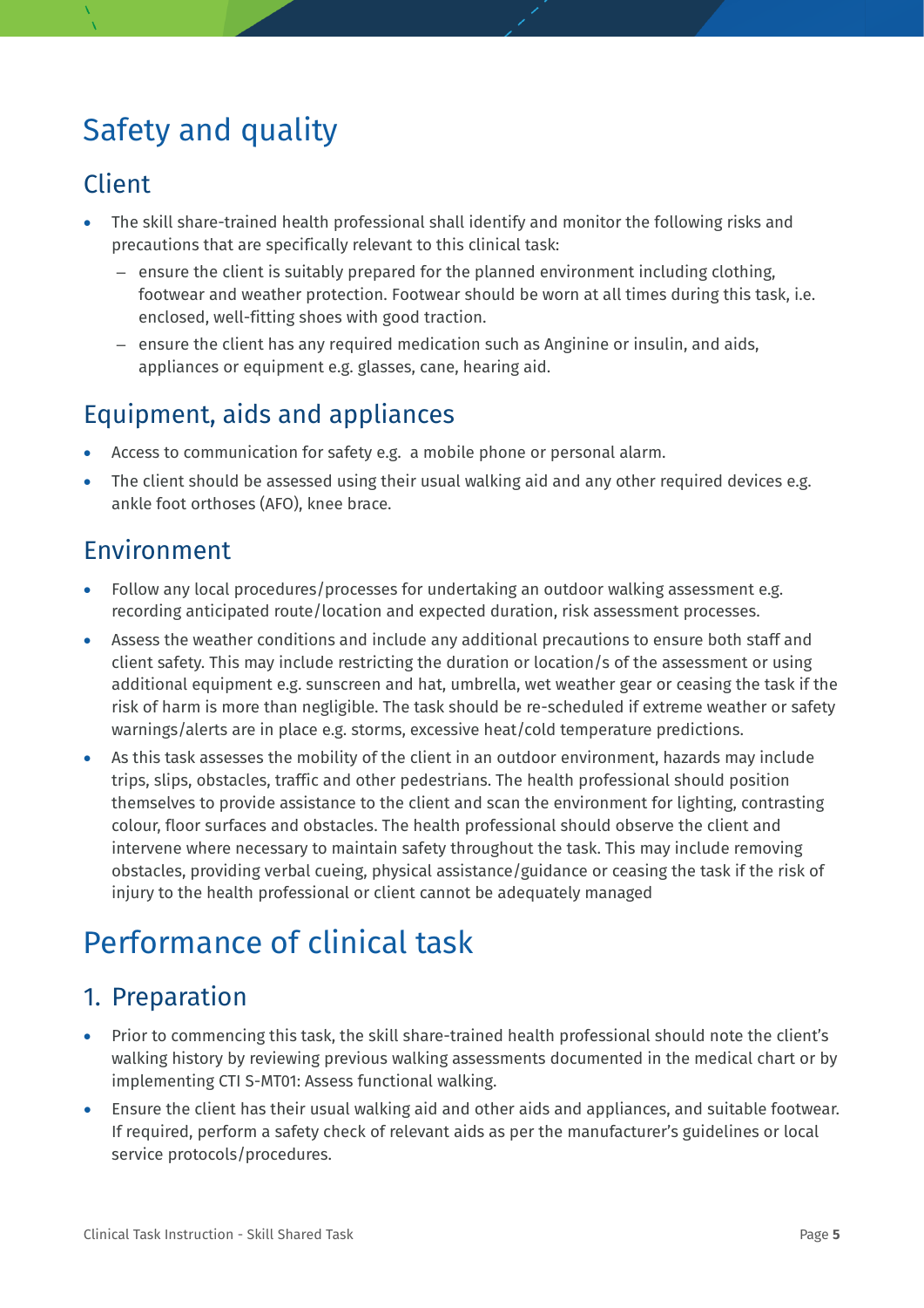# Safety and quality

## Client

- The skill share-trained health professional shall identify and monitor the following risks and precautions that are specifically relevant to this clinical task:
  - ensure the client is suitably prepared for the planned environment including clothing, footwear and weather protection. Footwear should be worn at all times during this task, i.e. enclosed, well-fitting shoes with good traction.
  - ensure the client has any required medication such as Anginine or insulin, and aids, appliances or equipment e.g. glasses, cane, hearing aid.

## Equipment, aids and appliances

- Access to communication for safety e.g. a mobile phone or personal alarm.
- The client should be assessed using their usual walking aid and any other required devices e.g. ankle foot orthoses (AFO), knee brace.

## Environment

- Follow any local procedures/processes for undertaking an outdoor walking assessment e.g. recording anticipated route/location and expected duration, risk assessment processes.
- Assess the weather conditions and include any additional precautions to ensure both staff and client safety. This may include restricting the duration or location/s of the assessment or using additional equipment e.g. sunscreen and hat, umbrella, wet weather gear or ceasing the task if the risk of harm is more than negligible. The task should be re-scheduled if extreme weather or safety warnings/alerts are in place e.g. storms, excessive heat/cold temperature predictions.
- As this task assesses the mobility of the client in an outdoor environment, hazards may include trips, slips, obstacles, traffic and other pedestrians. The health professional should position themselves to provide assistance to the client and scan the environment for lighting, contrasting colour, floor surfaces and obstacles. The health professional should observe the client and intervene where necessary to maintain safety throughout the task. This may include removing obstacles, providing verbal cueing, physical assistance/guidance or ceasing the task if the risk of injury to the health professional or client cannot be adequately managed

# Performance of clinical task

## 1. Preparation

- Prior to commencing this task, the skill share-trained health professional should note the client's walking history by reviewing previous walking assessments documented in the medical chart or by implementing CTI S-MT01: Assess functional walking.
- Ensure the client has their usual walking aid and other aids and appliances, and suitable footwear. If required, perform a safety check of relevant aids as per the manufacturer's guidelines or local service protocols/procedures.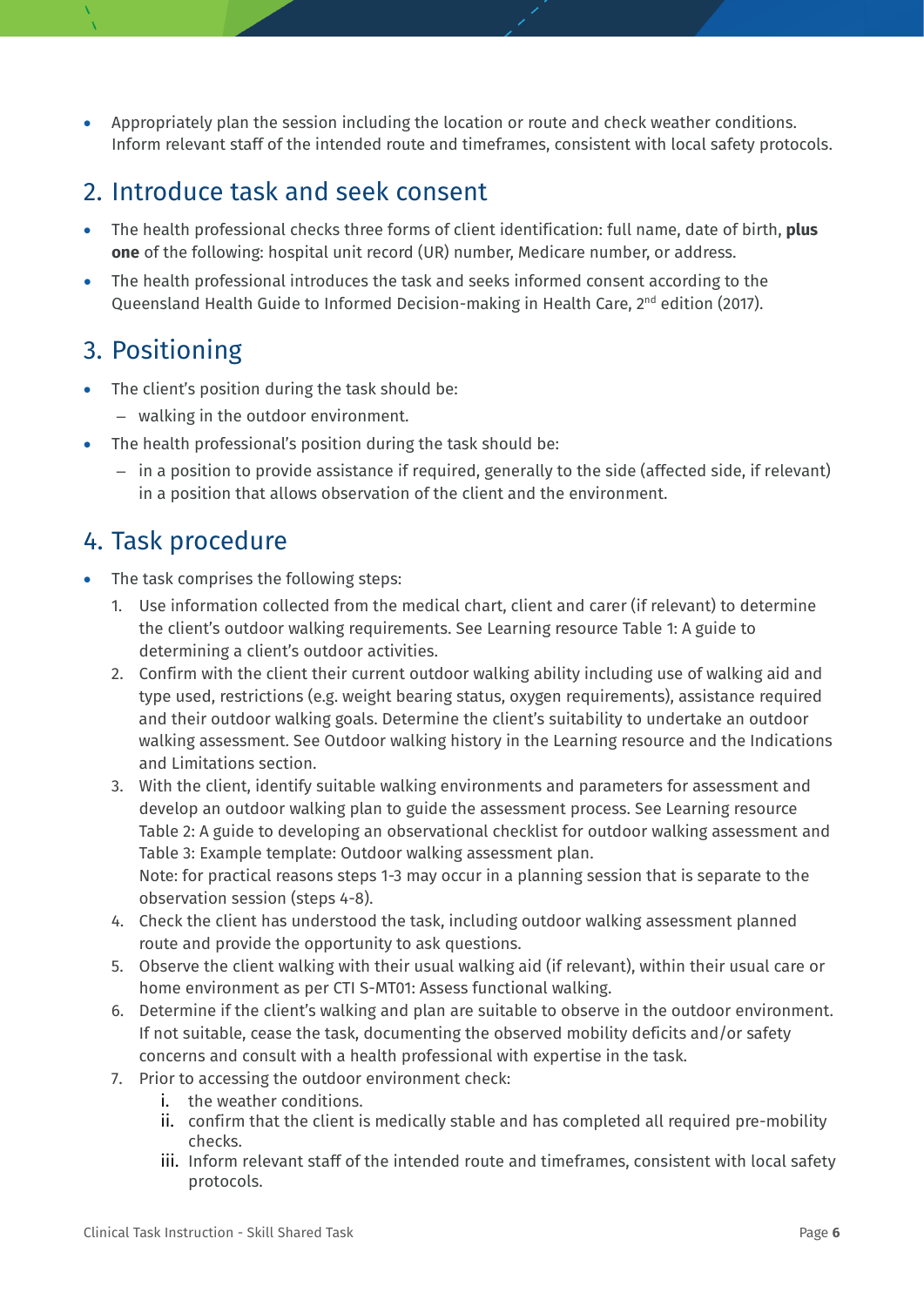- Appropriately plan the session including the location or route and check weather conditions. Inform relevant staff of the intended route and timeframes, consistent with local safety protocols.

## 2. Introduce task and seek consent

- The health professional checks three forms of client identification: full name, date of birth, **plus one** of the following: hospital unit record (UR) number, Medicare number, or address.
- The health professional introduces the task and seeks informed consent according to the Queensland Health Guide to Informed Decision-making in Health Care, 2nd edition (2017).

## 3. Positioning

- The client's position during the task should be:
  - walking in the outdoor environment.
- The health professional's position during the task should be:
  - in a position to provide assistance if required, generally to the side (affected side, if relevant) in a position that allows observation of the client and the environment.

## 4. Task procedure

- The task comprises the following steps:
  1. Use information collected from the medical chart, client and carer (if relevant) to determine the client's outdoor walking requirements. See Learning resource Table 1: A guide to determining a client's outdoor activities.
  2. Confirm with the client their current outdoor walking ability including use of walking aid and type used, restrictions (e.g. weight bearing status, oxygen requirements), assistance required and their outdoor walking goals. Determine the client's suitability to undertake an outdoor walking assessment. See Outdoor walking history in the Learning resource and the Indications and Limitations section.
  3. With the client, identify suitable walking environments and parameters for assessment and develop an outdoor walking plan to guide the assessment process. See Learning resource Table 2: A guide to developing an observational checklist for outdoor walking assessment and Table 3: Example template: Outdoor walking assessment plan.
     Note: for practical reasons steps 1-3 may occur in a planning session that is separate to the observation session (steps 4-8).
  4. Check the client has understood the task, including outdoor walking assessment planned route and provide the opportunity to ask questions.
  5. Observe the client walking with their usual walking aid (if relevant), within their usual care or home environment as per CTI S-MT01: Assess functional walking.
  6. Determine if the client's walking and plan are suitable to observe in the outdoor environment. If not suitable, cease the task, documenting the observed mobility deficits and/or safety concerns and consult with a health professional with expertise in the task.
  7. Prior to accessing the outdoor environment check:
     1. the weather conditions.
     2. confirm that the client is medically stable and has completed all required pre-mobility checks.
     3. Inform relevant staff of the intended route and timeframes, consistent with local safety protocols.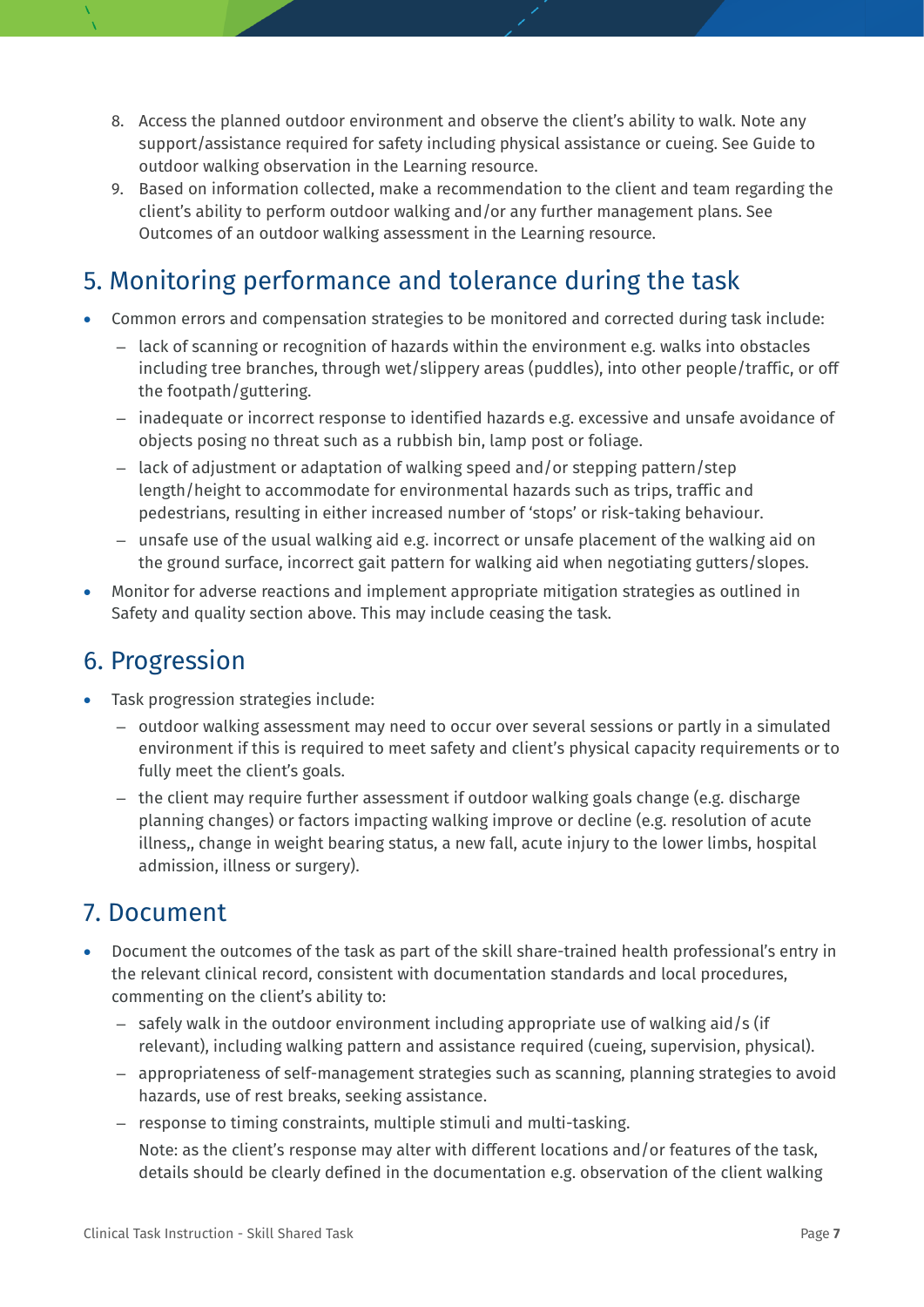8. Access the planned outdoor environment and observe the client's ability to walk. Note any support/assistance required for safety including physical assistance or cueing. See Guide to outdoor walking observation in the Learning resource.
9. Based on information collected, make a recommendation to the client and team regarding the client's ability to perform outdoor walking and/or any further management plans. See Outcomes of an outdoor walking assessment in the Learning resource.

## 5. Monitoring performance and tolerance during the task

- Common errors and compensation strategies to be monitored and corrected during task include:
  - lack of scanning or recognition of hazards within the environment e.g. walks into obstacles including tree branches, through wet/slippery areas (puddles), into other people/traffic, or off the footpath/guttering.
  - inadequate or incorrect response to identified hazards e.g. excessive and unsafe avoidance of objects posing no threat such as a rubbish bin, lamp post or foliage.
  - lack of adjustment or adaptation of walking speed and/or stepping pattern/step length/height to accommodate for environmental hazards such as trips, traffic and pedestrians, resulting in either increased number of 'stops' or risk-taking behaviour.
  - unsafe use of the usual walking aid e.g. incorrect or unsafe placement of the walking aid on the ground surface, incorrect gait pattern for walking aid when negotiating gutters/slopes.
- Monitor for adverse reactions and implement appropriate mitigation strategies as outlined in Safety and quality section above. This may include ceasing the task.

## 6. Progression

- Task progression strategies include:
  - outdoor walking assessment may need to occur over several sessions or partly in a simulated environment if this is required to meet safety and client's physical capacity requirements or to fully meet the client's goals.
  - the client may require further assessment if outdoor walking goals change (e.g. discharge planning changes) or factors impacting walking improve or decline (e.g. resolution of acute illness,, change in weight bearing status, a new fall, acute injury to the lower limbs, hospital admission, illness or surgery).

## 7. Document

- Document the outcomes of the task as part of the skill share-trained health professional's entry in the relevant clinical record, consistent with documentation standards and local procedures, commenting on the client's ability to:
  - safely walk in the outdoor environment including appropriate use of walking aid/s (if relevant), including walking pattern and assistance required (cueing, supervision, physical).
  - appropriateness of self-management strategies such as scanning, planning strategies to avoid hazards, use of rest breaks, seeking assistance.
  - response to timing constraints, multiple stimuli and multi-tasking.

    Note: as the client's response may alter with different locations and/or features of the task, details should be clearly defined in the documentation e.g. observation of the client walking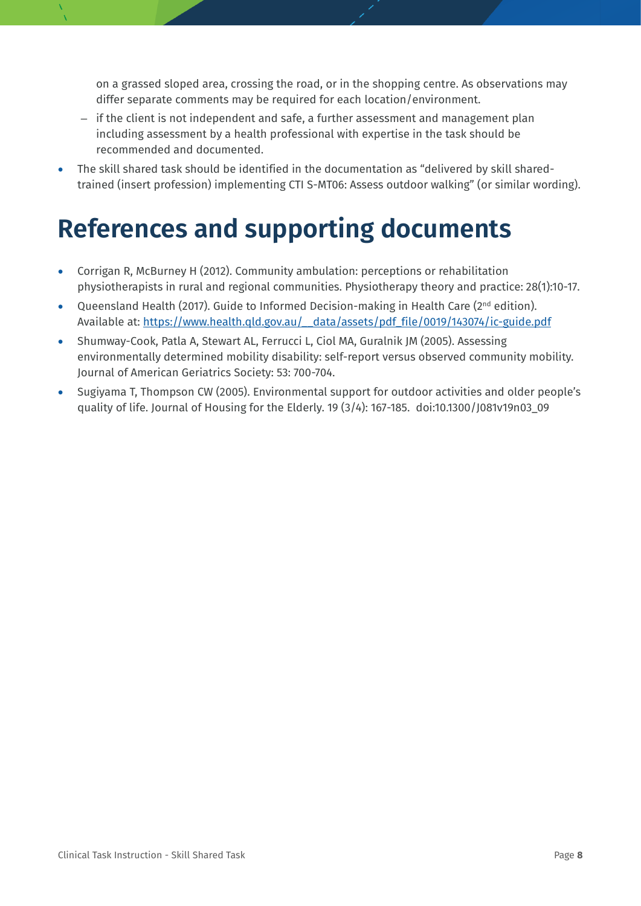on a grassed sloped area, crossing the road, or in the shopping centre. As observations may differ separate comments may be required for each location/environment.
  - if the client is not independent and safe, a further assessment and management plan including assessment by a health professional with expertise in the task should be recommended and documented.
- The skill shared task should be identified in the documentation as "delivered by skill shared-trained (insert profession) implementing CTI S-MT06: Assess outdoor walking" (or similar wording).

# References and supporting documents

- Corrigan R, McBurney H (2012). Community ambulation: perceptions or rehabilitation physiotherapists in rural and regional communities. Physiotherapy theory and practice: 28(1):10-17.
- Queensland Health (2017). Guide to Informed Decision-making in Health Care (2nd edition). Available at: https://www.health.qld.gov.au/__data/assets/pdf_file/0019/143074/ic-guide.pdf
- Shumway-Cook, Patla A, Stewart AL, Ferrucci L, Ciol MA, Guralnik JM (2005). Assessing environmentally determined mobility disability: self-report versus observed community mobility. Journal of American Geriatrics Society: 53: 700-704.
- Sugiyama T, Thompson CW (2005). Environmental support for outdoor activities and older people's quality of life. Journal of Housing for the Elderly. 19 (3/4): 167-185. doi:10.1300/J081v19n03_09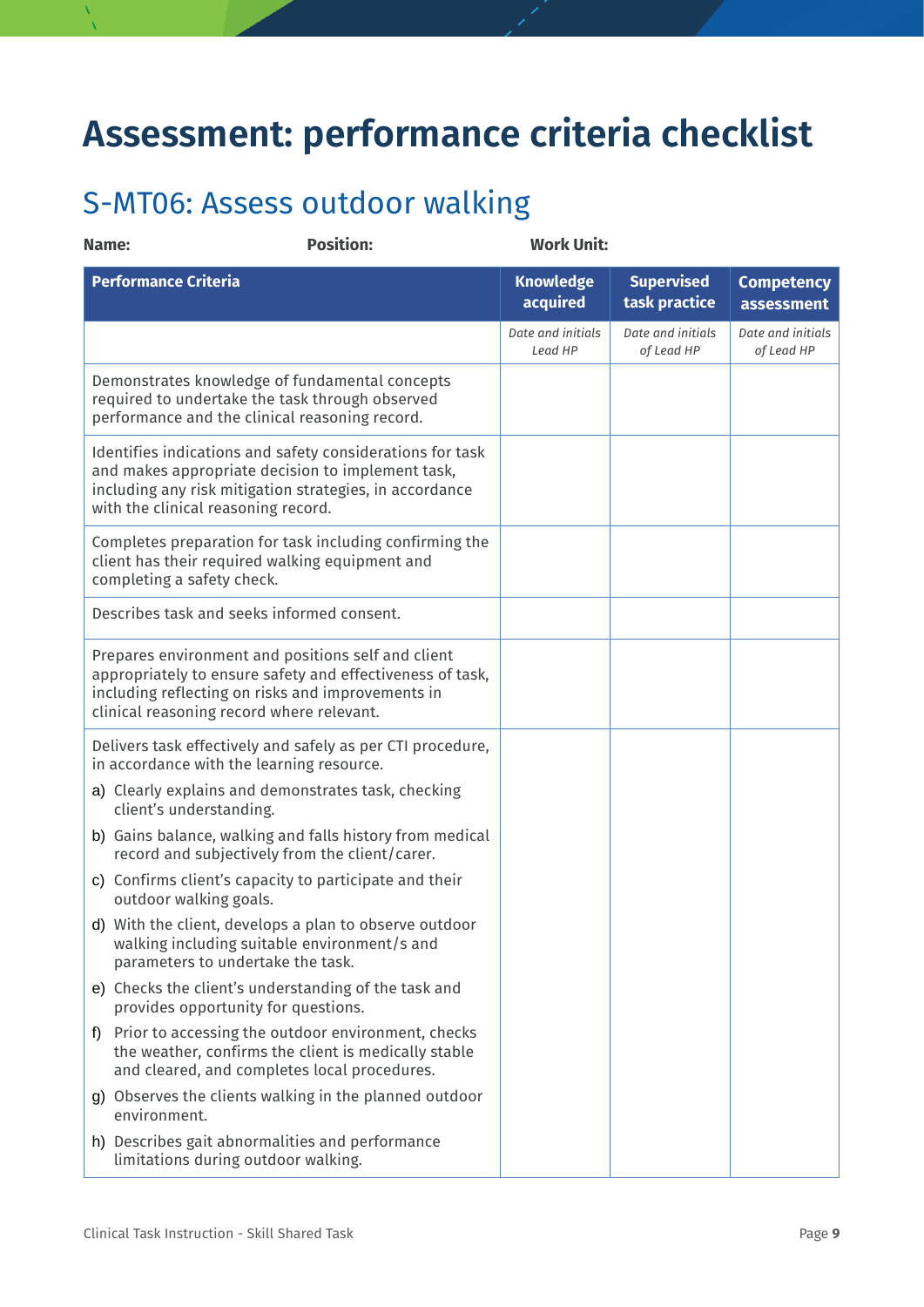# Assessment: performance criteria checklist

## S-MT06: Assess outdoor walking

**Name:** **Position:** **Work Unit:**

| Performance Criteria | Knowledge acquired | Supervised task practice | Competency assessment |
|---|---|---|---|
| | *Date and initials Lead HP* | *Date and initials of Lead HP* | *Date and initials of Lead HP* |
| Demonstrates knowledge of fundamental concepts required to undertake the task through observed performance and the clinical reasoning record. | | | |
| Identifies indications and safety considerations for task and makes appropriate decision to implement task, including any risk mitigation strategies, in accordance with the clinical reasoning record. | | | |
| Completes preparation for task including confirming the client has their required walking equipment and completing a safety check. | | | |
| Describes task and seeks informed consent. | | | |
| Prepares environment and positions self and client appropriately to ensure safety and effectiveness of task, including reflecting on risks and improvements in clinical reasoning record where relevant. | | | |
| Delivers task effectively and safely as per CTI procedure, in accordance with the learning resource.<br>a) Clearly explains and demonstrates task, checking client's understanding.<br>b) Gains balance, walking and falls history from medical record and subjectively from the client/carer.<br>c) Confirms client's capacity to participate and their outdoor walking goals.<br>d) With the client, develops a plan to observe outdoor walking including suitable environment/s and parameters to undertake the task.<br>e) Checks the client's understanding of the task and provides opportunity for questions.<br>f) Prior to accessing the outdoor environment, checks the weather, confirms the client is medically stable and cleared, and completes local procedures.<br>g) Observes the clients walking in the planned outdoor environment.<br>h) Describes gait abnormalities and performance limitations during outdoor walking. | | | |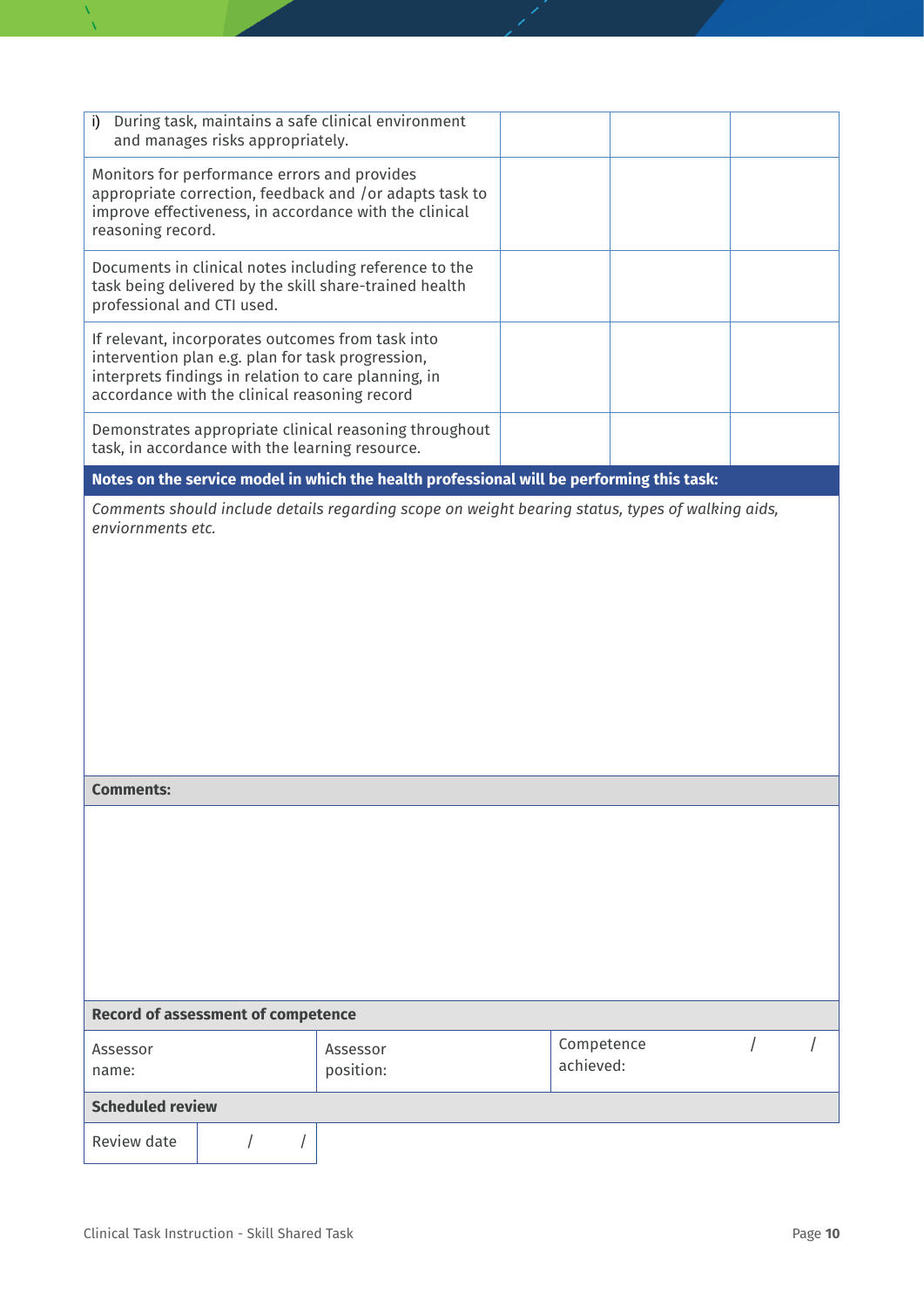| | | | |
|---|---|---|---|
| i) During task, maintains a safe clinical environment and manages risks appropriately. | | | |
| Monitors for performance errors and provides appropriate correction, feedback and /or adapts task to improve effectiveness, in accordance with the clinical reasoning record. | | | |
| Documents in clinical notes including reference to the task being delivered by the skill share-trained health professional and CTI used. | | | |
| If relevant, incorporates outcomes from task into intervention plan e.g. plan for task progression, interprets findings in relation to care planning, in accordance with the clinical reasoning record | | | |
| Demonstrates appropriate clinical reasoning throughout task, in accordance with the learning resource. | | | |

**Notes on the service model in which the health professional will be performing this task:**

*Comments should include details regarding scope on weight bearing status, types of walking aids, enviornments etc.*

**Comments:**

**Record of assessment of competence**

| Assessor name: | Assessor position: | Competence achieved: / / |
|---|---|---|

**Scheduled review**

| Review date | / / |
|---|---|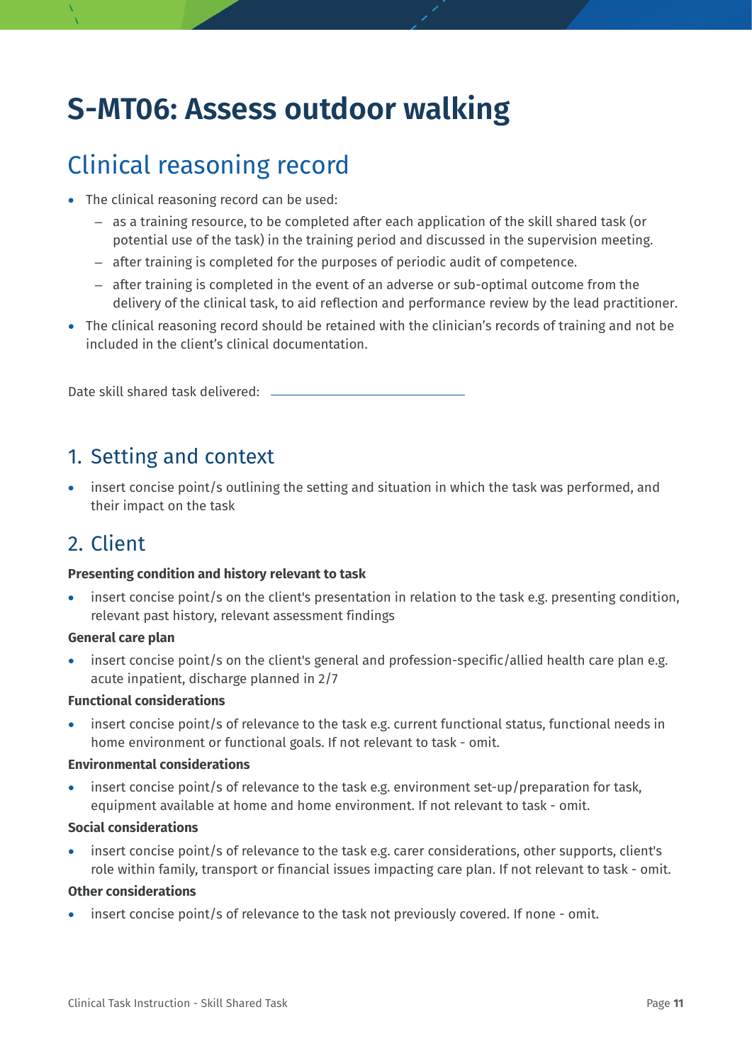# S-MT06: Assess outdoor walking

## Clinical reasoning record

- The clinical reasoning record can be used:
  - as a training resource, to be completed after each application of the skill shared task (or potential use of the task) in the training period and discussed in the supervision meeting.
  - after training is completed for the purposes of periodic audit of competence.
  - after training is completed in the event of an adverse or sub-optimal outcome from the delivery of the clinical task, to aid reflection and performance review by the lead practitioner.
- The clinical reasoning record should be retained with the clinician's records of training and not be included in the client's clinical documentation.

Date skill shared task delivered: \_\_\_\_\_\_\_\_\_\_\_\_\_\_\_\_\_\_\_\_\_\_\_\_\_\_

## 1. Setting and context

- insert concise point/s outlining the setting and situation in which the task was performed, and their impact on the task

## 2. Client

**Presenting condition and history relevant to task**

- insert concise point/s on the client's presentation in relation to the task e.g. presenting condition, relevant past history, relevant assessment findings

**General care plan**

- insert concise point/s on the client's general and profession-specific/allied health care plan e.g. acute inpatient, discharge planned in 2/7

**Functional considerations**

- insert concise point/s of relevance to the task e.g. current functional status, functional needs in home environment or functional goals. If not relevant to task - omit.

**Environmental considerations**

- insert concise point/s of relevance to the task e.g. environment set-up/preparation for task, equipment available at home and home environment. If not relevant to task - omit.

**Social considerations**

- insert concise point/s of relevance to the task e.g. carer considerations, other supports, client's role within family, transport or financial issues impacting care plan. If not relevant to task - omit.

**Other considerations**

- insert concise point/s of relevance to the task not previously covered. If none - omit.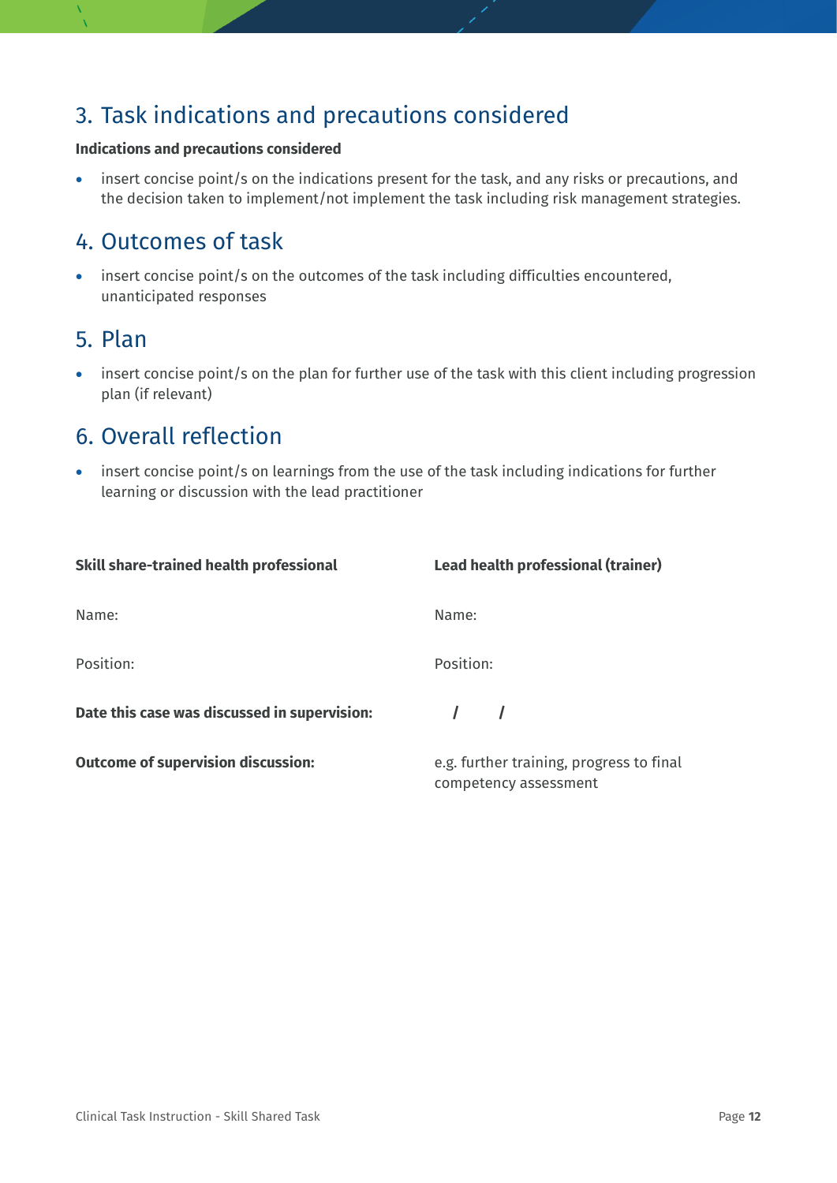## 3. Task indications and precautions considered

**Indications and precautions considered**

- insert concise point/s on the indications present for the task, and any risks or precautions, and the decision taken to implement/not implement the task including risk management strategies.

## 4. Outcomes of task

- insert concise point/s on the outcomes of the task including difficulties encountered, unanticipated responses

## 5. Plan

- insert concise point/s on the plan for further use of the task with this client including progression plan (if relevant)

## 6. Overall reflection

- insert concise point/s on learnings from the use of the task including indications for further learning or discussion with the lead practitioner

| **Skill share-trained health professional** | **Lead health professional (trainer)** |
|---|---|
| Name: | Name: |
| Position: | Position: |
| **Date this case was discussed in supervision:** | / / |
| **Outcome of supervision discussion:** | e.g. further training, progress to final competency assessment |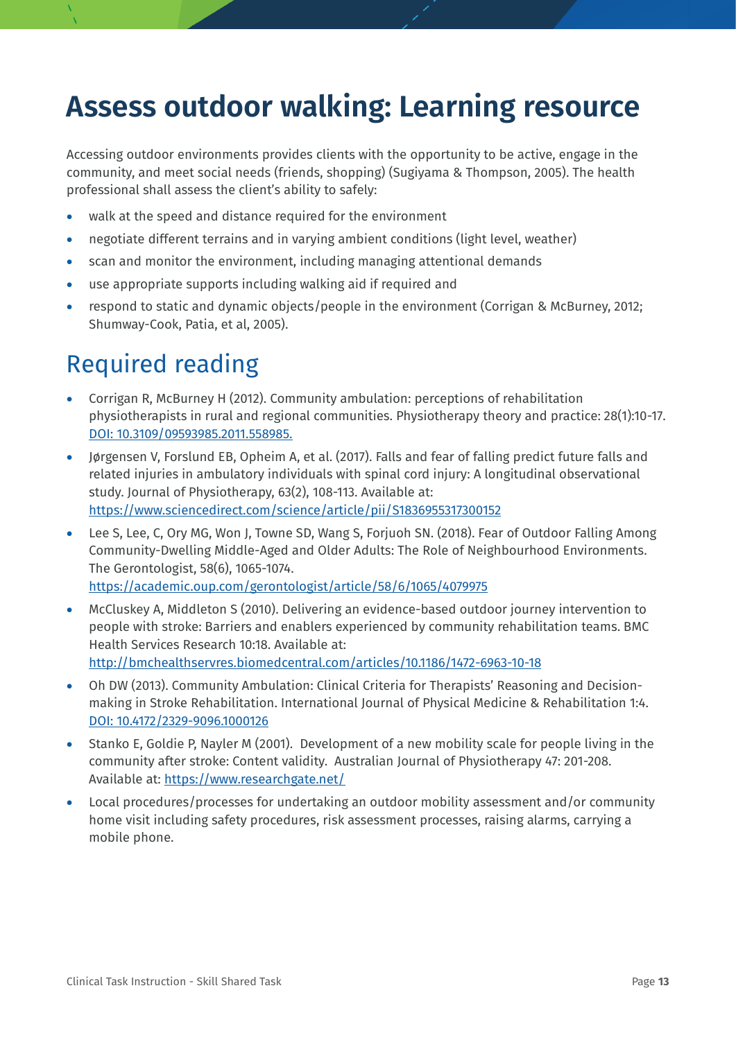# Assess outdoor walking: Learning resource

Accessing outdoor environments provides clients with the opportunity to be active, engage in the community, and meet social needs (friends, shopping) (Sugiyama & Thompson, 2005). The health professional shall assess the client's ability to safely:

- walk at the speed and distance required for the environment
- negotiate different terrains and in varying ambient conditions (light level, weather)
- scan and monitor the environment, including managing attentional demands
- use appropriate supports including walking aid if required and
- respond to static and dynamic objects/people in the environment (Corrigan & McBurney, 2012; Shumway-Cook, Patia, et al, 2005).

## Required reading

- Corrigan R, McBurney H (2012). Community ambulation: perceptions of rehabilitation physiotherapists in rural and regional communities. Physiotherapy theory and practice: 28(1):10-17. DOI: 10.3109/09593985.2011.558985.
- Jørgensen V, Forslund EB, Opheim A, et al. (2017). Falls and fear of falling predict future falls and related injuries in ambulatory individuals with spinal cord injury: A longitudinal observational study. Journal of Physiotherapy, 63(2), 108-113. Available at: https://www.sciencedirect.com/science/article/pii/S1836955317300152
- Lee S, Lee, C, Ory MG, Won J, Towne SD, Wang S, Forjuoh SN. (2018). Fear of Outdoor Falling Among Community-Dwelling Middle-Aged and Older Adults: The Role of Neighbourhood Environments. The Gerontologist, 58(6), 1065-1074. https://academic.oup.com/gerontologist/article/58/6/1065/4079975
- McCluskey A, Middleton S (2010). Delivering an evidence-based outdoor journey intervention to people with stroke: Barriers and enablers experienced by community rehabilitation teams. BMC Health Services Research 10:18. Available at: http://bmchealthservres.biomedcentral.com/articles/10.1186/1472-6963-10-18
- Oh DW (2013). Community Ambulation: Clinical Criteria for Therapists' Reasoning and Decision-making in Stroke Rehabilitation. International Journal of Physical Medicine & Rehabilitation 1:4. DOI: 10.4172/2329-9096.1000126
- Stanko E, Goldie P, Nayler M (2001). Development of a new mobility scale for people living in the community after stroke: Content validity. Australian Journal of Physiotherapy 47: 201-208. Available at: https://www.researchgate.net/
- Local procedures/processes for undertaking an outdoor mobility assessment and/or community home visit including safety procedures, risk assessment processes, raising alarms, carrying a mobile phone.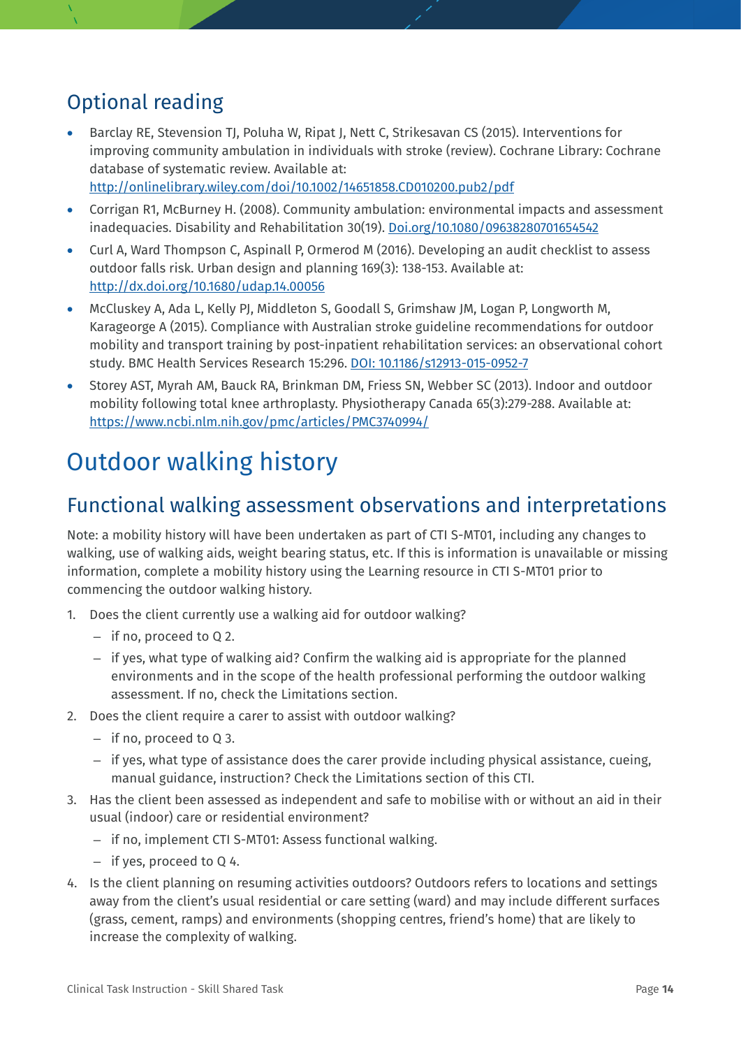## Optional reading

- Barclay RE, Stevenson TJ, Poluha W, Ripat J, Nett C, Strikesavan CS (2015). Interventions for improving community ambulation in individuals with stroke (review). Cochrane Library: Cochrane database of systematic review. Available at: [http://onlinelibrary.wiley.com/doi/10.1002/14651858.CD010200.pub2/pdf](http://onlinelibrary.wiley.com/doi/10.1002/14651858.CD010200.pub2/pdf)
- Corrigan R1, McBurney H. (2008). Community ambulation: environmental impacts and assessment inadequacies. Disability and Rehabilitation 30(19). [Doi.org/10.1080/09638280701654542](https://doi.org/10.1080/09638280701654542)
- Curl A, Ward Thompson C, Aspinall P, Ormerod M (2016). Developing an audit checklist to assess outdoor falls risk. Urban design and planning 169(3): 138-153. Available at: [http://dx.doi.org/10.1680/udap.14.00056](http://dx.doi.org/10.1680/udap.14.00056)
- McCluskey A, Ada L, Kelly PJ, Middleton S, Goodall S, Grimshaw JM, Logan P, Longworth M, Karageorge A (2015). Compliance with Australian stroke guideline recommendations for outdoor mobility and transport training by post-inpatient rehabilitation services: an observational cohort study. BMC Health Services Research 15:296. [DOI: 10.1186/s12913-015-0952-7](https://doi.org/10.1186/s12913-015-0952-7)
- Storey AST, Myrah AM, Bauck RA, Brinkman DM, Friess SN, Webber SC (2013). Indoor and outdoor mobility following total knee arthroplasty. Physiotherapy Canada 65(3):279-288. Available at: [https://www.ncbi.nlm.nih.gov/pmc/articles/PMC3740994/](https://www.ncbi.nlm.nih.gov/pmc/articles/PMC3740994/)

# Outdoor walking history

## Functional walking assessment observations and interpretations

Note: a mobility history will have been undertaken as part of CTI S-MT01, including any changes to walking, use of walking aids, weight bearing status, etc. If this is information is unavailable or missing information, complete a mobility history using the Learning resource in CTI S-MT01 prior to commencing the outdoor walking history.

1. Does the client currently use a walking aid for outdoor walking?
   - if no, proceed to Q 2.
   - if yes, what type of walking aid? Confirm the walking aid is appropriate for the planned environments and in the scope of the health professional performing the outdoor walking assessment. If no, check the Limitations section.
2. Does the client require a carer to assist with outdoor walking?
   - if no, proceed to Q 3.
   - if yes, what type of assistance does the carer provide including physical assistance, cueing, manual guidance, instruction? Check the Limitations section of this CTI.
3. Has the client been assessed as independent and safe to mobilise with or without an aid in their usual (indoor) care or residential environment?
   - if no, implement CTI S-MT01: Assess functional walking.
   - if yes, proceed to Q 4.
4. Is the client planning on resuming activities outdoors? Outdoors refers to locations and settings away from the client's usual residential or care setting (ward) and may include different surfaces (grass, cement, ramps) and environments (shopping centres, friend's home) that are likely to increase the complexity of walking.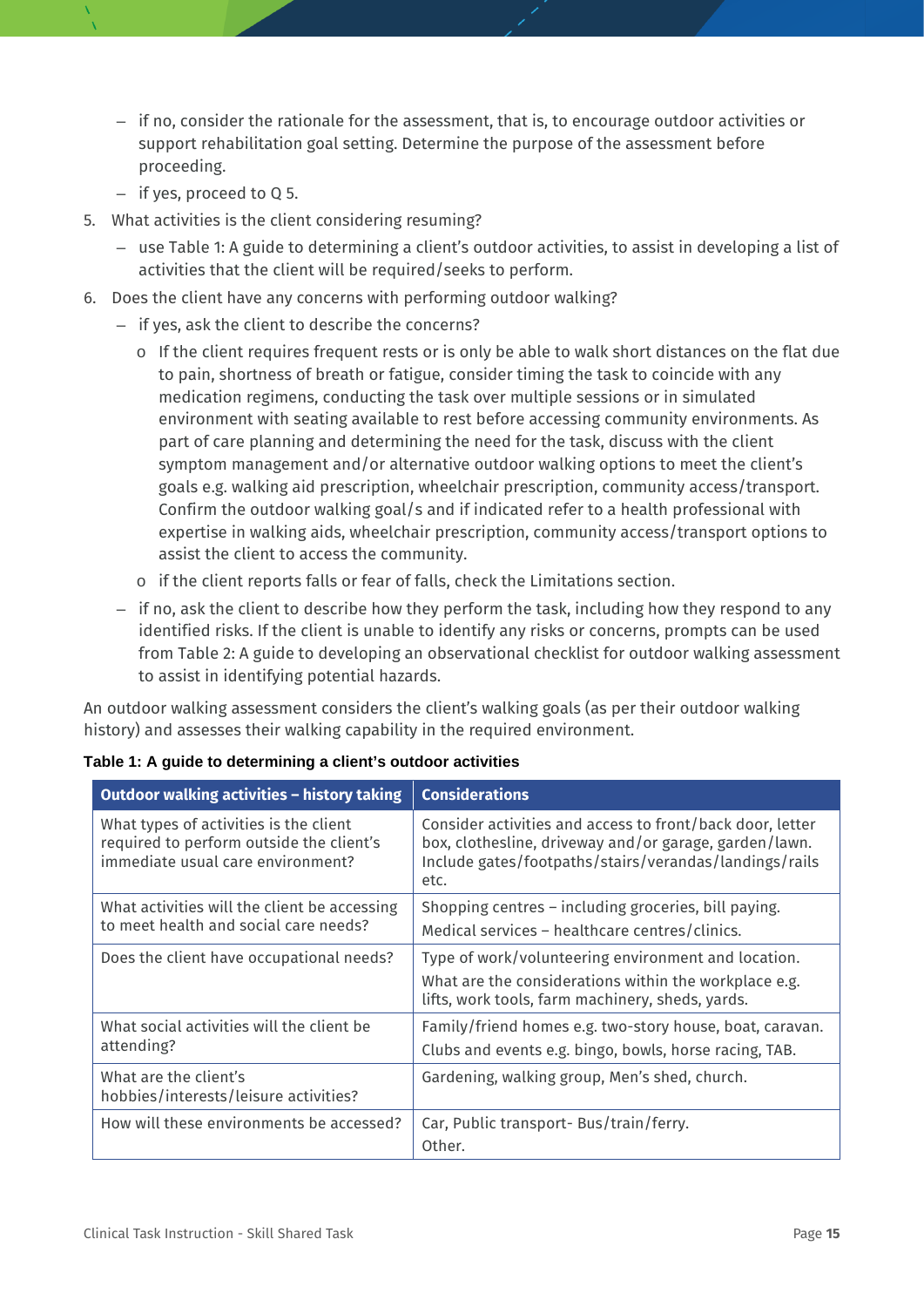- if no, consider the rationale for the assessment, that is, to encourage outdoor activities or support rehabilitation goal setting. Determine the purpose of the assessment before proceeding.
  - if yes, proceed to Q 5.

5. What activities is the client considering resuming?
   - use Table 1: A guide to determining a client's outdoor activities, to assist in developing a list of activities that the client will be required/seeks to perform.
6. Does the client have any concerns with performing outdoor walking?
   - if yes, ask the client to describe the concerns?
     - If the client requires frequent rests or is only be able to walk short distances on the flat due to pain, shortness of breath or fatigue, consider timing the task to coincide with any medication regimens, conducting the task over multiple sessions or in simulated environment with seating available to rest before accessing community environments. As part of care planning and determining the need for the task, discuss with the client symptom management and/or alternative outdoor walking options to meet the client's goals e.g. walking aid prescription, wheelchair prescription, community access/transport. Confirm the outdoor walking goal/s and if indicated refer to a health professional with expertise in walking aids, wheelchair prescription, community access/transport options to assist the client to access the community.
     - if the client reports falls or fear of falls, check the Limitations section.
   - if no, ask the client to describe how they perform the task, including how they respond to any identified risks. If the client is unable to identify any risks or concerns, prompts can be used from Table 2: A guide to developing an observational checklist for outdoor walking assessment to assist in identifying potential hazards.

An outdoor walking assessment considers the client's walking goals (as per their outdoor walking history) and assesses their walking capability in the required environment.

**Table 1: A guide to determining a client's outdoor activities**

| Outdoor walking activities – history taking | Considerations |
|---|---|
| What types of activities is the client required to perform outside the client's immediate usual care environment? | Consider activities and access to front/back door, letter box, clothesline, driveway and/or garage, garden/lawn. Include gates/footpaths/stairs/verandas/landings/rails etc. |
| What activities will the client be accessing to meet health and social care needs? | Shopping centres – including groceries, bill paying.<br>Medical services – healthcare centres/clinics. |
| Does the client have occupational needs? | Type of work/volunteering environment and location.<br>What are the considerations within the workplace e.g. lifts, work tools, farm machinery, sheds, yards. |
| What social activities will the client be attending? | Family/friend homes e.g. two-story house, boat, caravan.<br>Clubs and events e.g. bingo, bowls, horse racing, TAB. |
| What are the client's hobbies/interests/leisure activities? | Gardening, walking group, Men's shed, church. |
| How will these environments be accessed? | Car, Public transport- Bus/train/ferry.<br>Other. |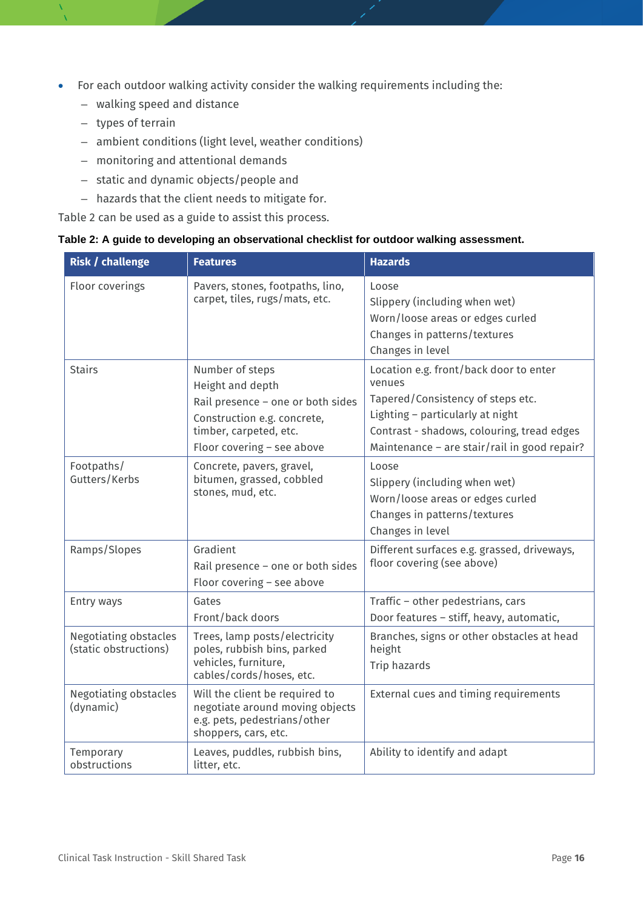- For each outdoor walking activity consider the walking requirements including the:
  - walking speed and distance
  - types of terrain
  - ambient conditions (light level, weather conditions)
  - monitoring and attentional demands
  - static and dynamic objects/people and
  - hazards that the client needs to mitigate for.

Table 2 can be used as a guide to assist this process.

**Table 2: A guide to developing an observational checklist for outdoor walking assessment.**

| Risk / challenge | Features | Hazards |
|---|---|---|
| Floor coverings | Pavers, stones, footpaths, lino, carpet, tiles, rugs/mats, etc. | Loose<br>Slippery (including when wet)<br>Worn/loose areas or edges curled<br>Changes in patterns/textures<br>Changes in level |
| Stairs | Number of steps<br>Height and depth<br>Rail presence – one or both sides<br>Construction e.g. concrete, timber, carpeted, etc.<br>Floor covering – see above | Location e.g. front/back door to enter venues<br>Tapered/Consistency of steps etc.<br>Lighting – particularly at night<br>Contrast - shadows, colouring, tread edges<br>Maintenance – are stair/rail in good repair? |
| Footpaths/ Gutters/Kerbs | Concrete, pavers, gravel, bitumen, grassed, cobbled stones, mud, etc. | Loose<br>Slippery (including when wet)<br>Worn/loose areas or edges curled<br>Changes in patterns/textures<br>Changes in level |
| Ramps/Slopes | Gradient<br>Rail presence – one or both sides<br>Floor covering – see above | Different surfaces e.g. grassed, driveways, floor covering (see above) |
| Entry ways | Gates<br>Front/back doors | Traffic – other pedestrians, cars<br>Door features – stiff, heavy, automatic, |
| Negotiating obstacles (static obstructions) | Trees, lamp posts/electricity poles, rubbish bins, parked vehicles, furniture, cables/cords/hoses, etc. | Branches, signs or other obstacles at head height<br>Trip hazards |
| Negotiating obstacles (dynamic) | Will the client be required to negotiate around moving objects e.g. pets, pedestrians/other shoppers, cars, etc. | External cues and timing requirements |
| Temporary obstructions | Leaves, puddles, rubbish bins, litter, etc. | Ability to identify and adapt |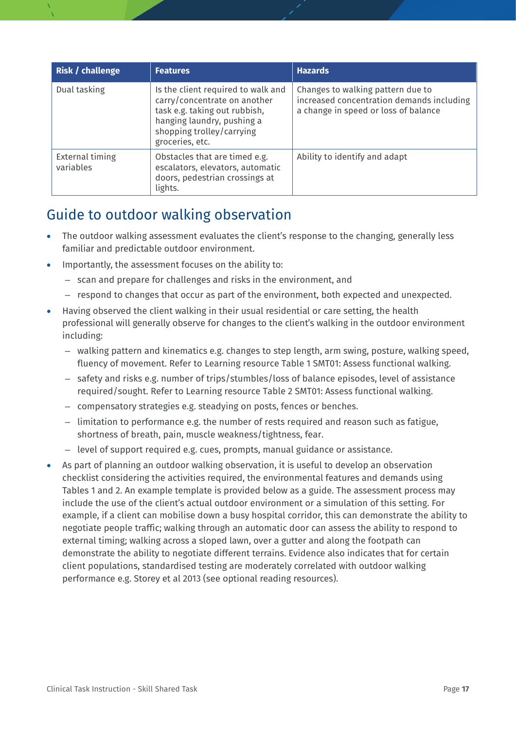| Risk / challenge | Features | Hazards |
|---|---|---|
| Dual tasking | Is the client required to walk and carry/concentrate on another task e.g. taking out rubbish, hanging laundry, pushing a shopping trolley/carrying groceries, etc. | Changes to walking pattern due to increased concentration demands including a change in speed or loss of balance |
| External timing variables | Obstacles that are timed e.g. escalators, elevators, automatic doors, pedestrian crossings at lights. | Ability to identify and adapt |

## Guide to outdoor walking observation

- The outdoor walking assessment evaluates the client's response to the changing, generally less familiar and predictable outdoor environment.
- Importantly, the assessment focuses on the ability to:
  - scan and prepare for challenges and risks in the environment, and
  - respond to changes that occur as part of the environment, both expected and unexpected.
- Having observed the client walking in their usual residential or care setting, the health professional will generally observe for changes to the client's walking in the outdoor environment including:
  - walking pattern and kinematics e.g. changes to step length, arm swing, posture, walking speed, fluency of movement. Refer to Learning resource Table 1 SMT01: Assess functional walking.
  - safety and risks e.g. number of trips/stumbles/loss of balance episodes, level of assistance required/sought. Refer to Learning resource Table 2 SMT01: Assess functional walking.
  - compensatory strategies e.g. steadying on posts, fences or benches.
  - limitation to performance e.g. the number of rests required and reason such as fatigue, shortness of breath, pain, muscle weakness/tightness, fear.
  - level of support required e.g. cues, prompts, manual guidance or assistance.
- As part of planning an outdoor walking observation, it is useful to develop an observation checklist considering the activities required, the environmental features and demands using Tables 1 and 2. An example template is provided below as a guide. The assessment process may include the use of the client's actual outdoor environment or a simulation of this setting. For example, if a client can mobilise down a busy hospital corridor, this can demonstrate the ability to negotiate people traffic; walking through an automatic door can assess the ability to respond to external timing; walking across a sloped lawn, over a gutter and along the footpath can demonstrate the ability to negotiate different terrains. Evidence also indicates that for certain client populations, standardised testing are moderately correlated with outdoor walking performance e.g. Storey et al 2013 (see optional reading resources).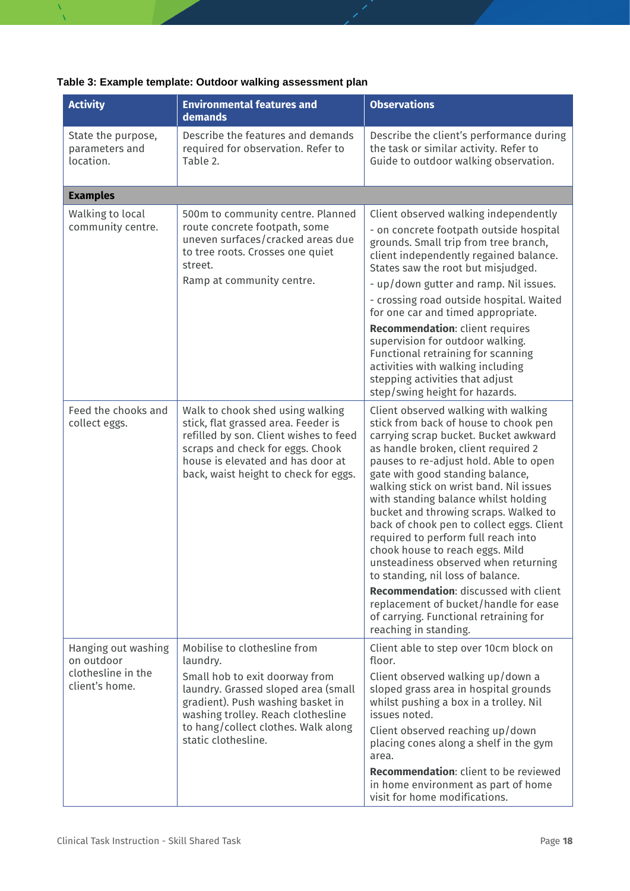**Table 3: Example template: Outdoor walking assessment plan**

| Activity | Environmental features and demands | Observations |
|---|---|---|
| State the purpose, parameters and location. | Describe the features and demands required for observation. Refer to Table 2. | Describe the client's performance during the task or similar activity. Refer to Guide to outdoor walking observation. |
| **Examples** | | |
| Walking to local community centre. | 500m to community centre. Planned route concrete footpath, some uneven surfaces/cracked areas due to tree roots. Crosses one quiet street.<br>Ramp at community centre. | Client observed walking independently<br>- on concrete footpath outside hospital grounds. Small trip from tree branch, client independently regained balance. States saw the root but misjudged.<br>- up/down gutter and ramp. Nil issues.<br>- crossing road outside hospital. Waited for one car and timed appropriate.<br>**Recommendation**: client requires supervision for outdoor walking. Functional retraining for scanning activities with walking including stepping activities that adjust step/swing height for hazards. |
| Feed the chooks and collect eggs. | Walk to chook shed using walking stick, flat grassed area. Feeder is refilled by son. Client wishes to feed scraps and check for eggs. Chook house is elevated and has door at back, waist height to check for eggs. | Client observed walking with walking stick from back of house to chook pen carrying scrap bucket. Bucket awkward as handle broken, client required 2 pauses to re-adjust hold. Able to open gate with good standing balance, walking stick on wrist band. Nil issues with standing balance whilst holding bucket and throwing scraps. Walked to back of chook pen to collect eggs. Client required to perform full reach into chook house to reach eggs. Mild unsteadiness observed when returning to standing, nil loss of balance.<br>**Recommendation**: discussed with client replacement of bucket/handle for ease of carrying. Functional retraining for reaching in standing. |
| Hanging out washing on outdoor clothesline in the client's home. | Mobilise to clothesline from laundry.<br>Small hob to exit doorway from laundry. Grassed sloped area (small gradient). Push washing basket in washing trolley. Reach clothesline to hang/collect clothes. Walk along static clothesline. | Client able to step over 10cm block on floor.<br>Client observed walking up/down a sloped grass area in hospital grounds whilst pushing a box in a trolley. Nil issues noted.<br>Client observed reaching up/down placing cones along a shelf in the gym area.<br>**Recommendation**: client to be reviewed in home environment as part of home visit for home modifications. |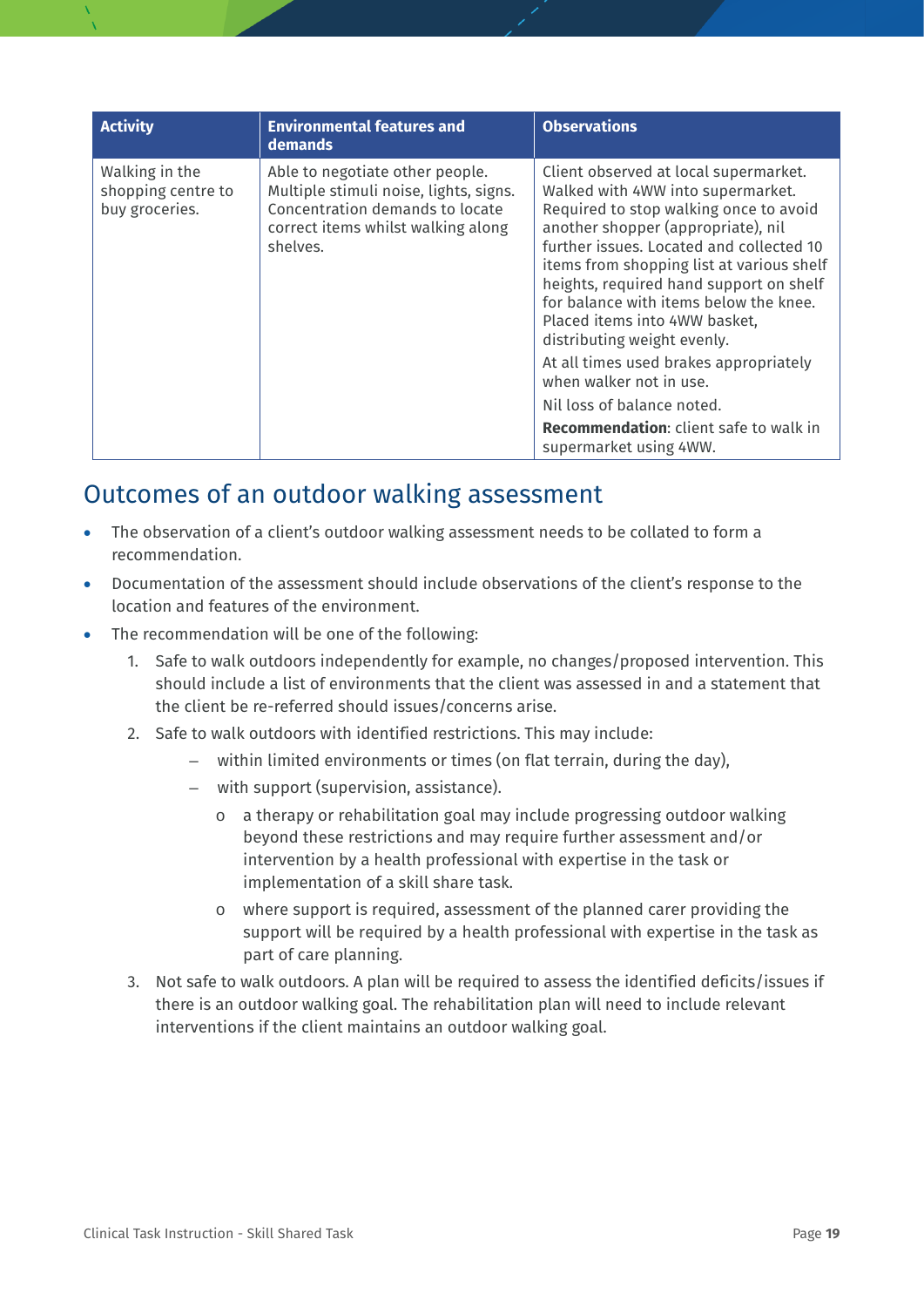| Activity | Environmental features and demands | Observations |
|---|---|---|
| Walking in the shopping centre to buy groceries. | Able to negotiate other people. Multiple stimuli noise, lights, signs. Concentration demands to locate correct items whilst walking along shelves. | Client observed at local supermarket. Walked with 4WW into supermarket. Required to stop walking once to avoid another shopper (appropriate), nil further issues. Located and collected 10 items from shopping list at various shelf heights, required hand support on shelf for balance with items below the knee. Placed items into 4WW basket, distributing weight evenly.<br>At all times used brakes appropriately when walker not in use.<br>Nil loss of balance noted.<br>**Recommendation**: client safe to walk in supermarket using 4WW. |

## Outcomes of an outdoor walking assessment

- The observation of a client's outdoor walking assessment needs to be collated to form a recommendation.
- Documentation of the assessment should include observations of the client's response to the location and features of the environment.
- The recommendation will be one of the following:
  1. Safe to walk outdoors independently for example, no changes/proposed intervention. This should include a list of environments that the client was assessed in and a statement that the client be re-referred should issues/concerns arise.
  2. Safe to walk outdoors with identified restrictions. This may include:
     - within limited environments or times (on flat terrain, during the day),
     - with support (supervision, assistance).
       - a therapy or rehabilitation goal may include progressing outdoor walking beyond these restrictions and may require further assessment and/or intervention by a health professional with expertise in the task or implementation of a skill share task.
       - where support is required, assessment of the planned carer providing the support will be required by a health professional with expertise in the task as part of care planning.
  3. Not safe to walk outdoors. A plan will be required to assess the identified deficits/issues if there is an outdoor walking goal. The rehabilitation plan will need to include relevant interventions if the client maintains an outdoor walking goal.